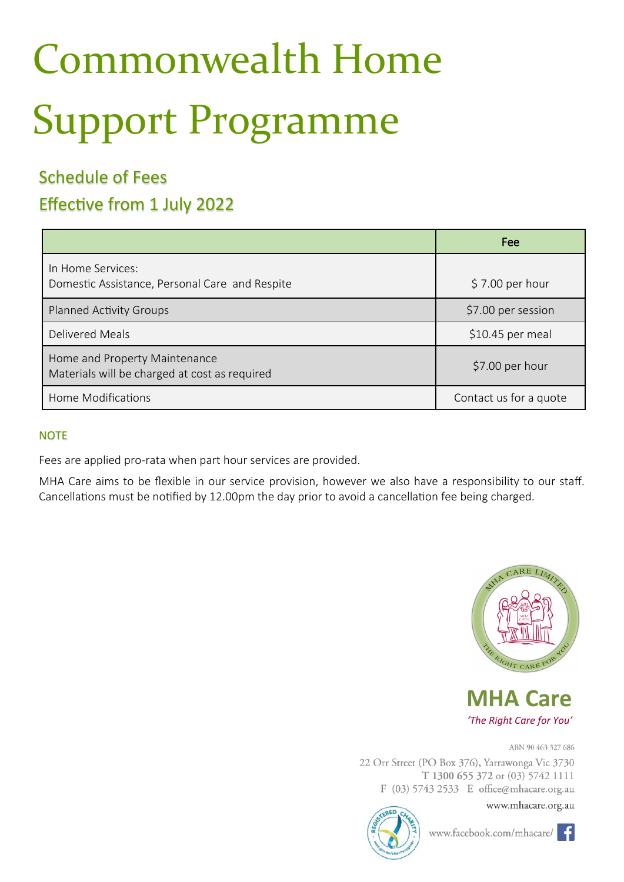# Commonwealth Home Support Programme

## Schedule of Fees

## Effective from 1 July 2022

| | Fee |
|---|---|
| In Home Services:<br>Domestic Assistance, Personal Care and Respite | $ 7.00 per hour |
| Planned Activity Groups | $7.00 per session |
| Delivered Meals | $10.45 per meal |
| Home and Property Maintenance<br>Materials will be charged at cost as required | $7.00 per hour |
| Home Modifications | Contact us for a quote |

### NOTE

Fees are applied pro-rata when part hour services are provided.

MHA Care aims to be flexible in our service provision, however we also have a responsibility to our staff. Cancellations must be notified by 12.00pm the day prior to avoid a cancellation fee being charged.

MHA CARE LIMITED

THE RIGHT CARE FOR YOU

**MHA Care**

*'The Right Care for You'*

ABN 90 463 327 686

22 Orr Street (PO Box 376), Yarrawonga Vic 3730
T 1300 655 372 or (03) 5742 1111
F (03) 5743 2533 E office@mhacare.org.au
www.mhacare.org.au

www.facebook.com/mhacare/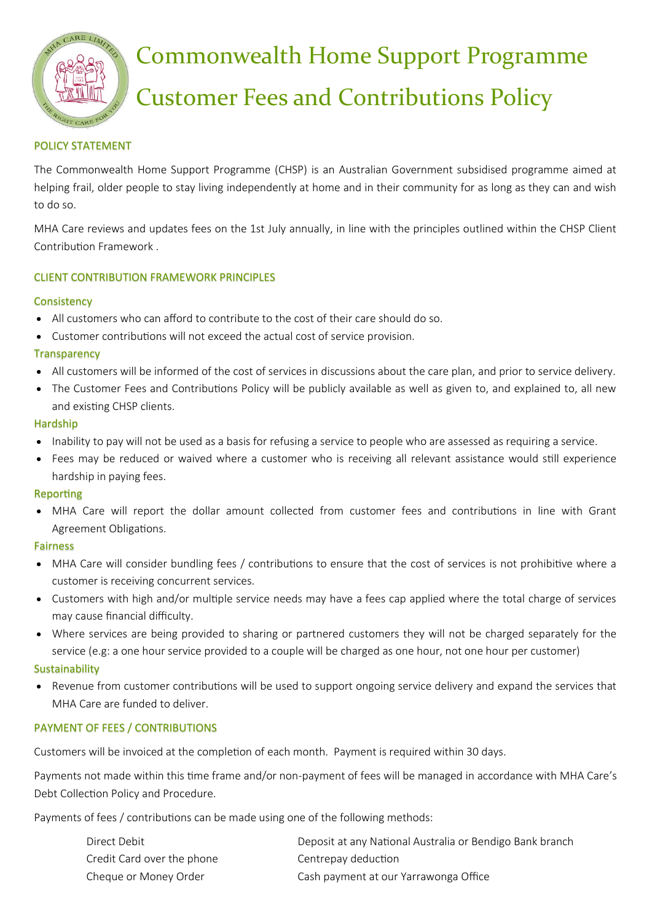# Commonwealth Home Support Programme

# Customer Fees and Contributions Policy

## POLICY STATEMENT

The Commonwealth Home Support Programme (CHSP) is an Australian Government subsidised programme aimed at helping frail, older people to stay living independently at home and in their community for as long as they can and wish to do so.

MHA Care reviews and updates fees on the 1st July annually, in line with the principles outlined within the CHSP Client Contribution Framework .

## CLIENT CONTRIBUTION FRAMEWORK PRINCIPLES

### Consistency

- All customers who can afford to contribute to the cost of their care should do so.
- Customer contributions will not exceed the actual cost of service provision.

### Transparency

- All customers will be informed of the cost of services in discussions about the care plan, and prior to service delivery.
- The Customer Fees and Contributions Policy will be publicly available as well as given to, and explained to, all new and existing CHSP clients.

### Hardship

- Inability to pay will not be used as a basis for refusing a service to people who are assessed as requiring a service.
- Fees may be reduced or waived where a customer who is receiving all relevant assistance would still experience hardship in paying fees.

### Reporting

- MHA Care will report the dollar amount collected from customer fees and contributions in line with Grant Agreement Obligations.

### Fairness

- MHA Care will consider bundling fees / contributions to ensure that the cost of services is not prohibitive where a customer is receiving concurrent services.
- Customers with high and/or multiple service needs may have a fees cap applied where the total charge of services may cause financial difficulty.
- Where services are being provided to sharing or partnered customers they will not be charged separately for the service (e.g: a one hour service provided to a couple will be charged as one hour, not one hour per customer)

### Sustainability

- Revenue from customer contributions will be used to support ongoing service delivery and expand the services that MHA Care are funded to deliver.

## PAYMENT OF FEES / CONTRIBUTIONS

Customers will be invoiced at the completion of each month. Payment is required within 30 days.

Payments not made within this time frame and/or non-payment of fees will be managed in accordance with MHA Care's Debt Collection Policy and Procedure.

Payments of fees / contributions can be made using one of the following methods:

| | |
|---|---|
| Direct Debit | Deposit at any National Australia or Bendigo Bank branch |
| Credit Card over the phone | Centrepay deduction |
| Cheque or Money Order | Cash payment at our Yarrawonga Office |